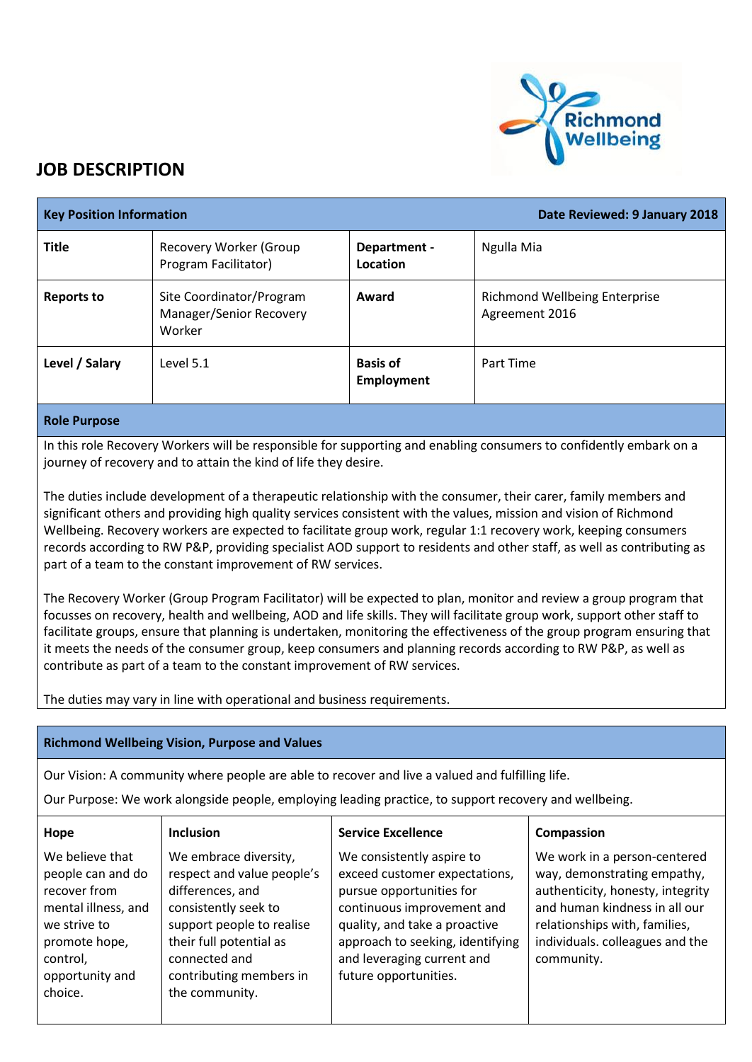# JOB DESCRIPTION

| Key Position Information | | Date Reviewed: 9 January 2018 | |
|---|---|---|---|
| **Title** | Recovery Worker (Group Program Facilitator) | **Department - Location** | Ngulla Mia |
| **Reports to** | Site Coordinator/Program Manager/Senior Recovery Worker | **Award** | Richmond Wellbeing Enterprise Agreement 2016 |
| **Level / Salary** | Level 5.1 | **Basis of Employment** | Part Time |

## Role Purpose

In this role Recovery Workers will be responsible for supporting and enabling consumers to confidently embark on a journey of recovery and to attain the kind of life they desire.

The duties include development of a therapeutic relationship with the consumer, their carer, family members and significant others and providing high quality services consistent with the values, mission and vision of Richmond Wellbeing. Recovery workers are expected to facilitate group work, regular 1:1 recovery work, keeping consumers records according to RW P&P, providing specialist AOD support to residents and other staff, as well as contributing as part of a team to the constant improvement of RW services.

The Recovery Worker (Group Program Facilitator) will be expected to plan, monitor and review a group program that focusses on recovery, health and wellbeing, AOD and life skills. They will facilitate group work, support other staff to facilitate groups, ensure that planning is undertaken, monitoring the effectiveness of the group program ensuring that it meets the needs of the consumer group, keep consumers and planning records according to RW P&P, as well as contribute as part of a team to the constant improvement of RW services.

The duties may vary in line with operational and business requirements.

## Richmond Wellbeing Vision, Purpose and Values

Our Vision: A community where people are able to recover and live a valued and fulfilling life.

Our Purpose: We work alongside people, employing leading practice, to support recovery and wellbeing.

| Hope | Inclusion | Service Excellence | Compassion |
|---|---|---|---|
| We believe that people can and do recover from mental illness, and we strive to promote hope, control, opportunity and choice. | We embrace diversity, respect and value people's differences, and consistently seek to support people to realise their full potential as connected and contributing members in the community. | We consistently aspire to exceed customer expectations, pursue opportunities for continuous improvement and quality, and take a proactive approach to seeking, identifying and leveraging current and future opportunities. | We work in a person-centered way, demonstrating empathy, authenticity, honesty, integrity and human kindness in all our relationships with, families, individuals. colleagues and the community. |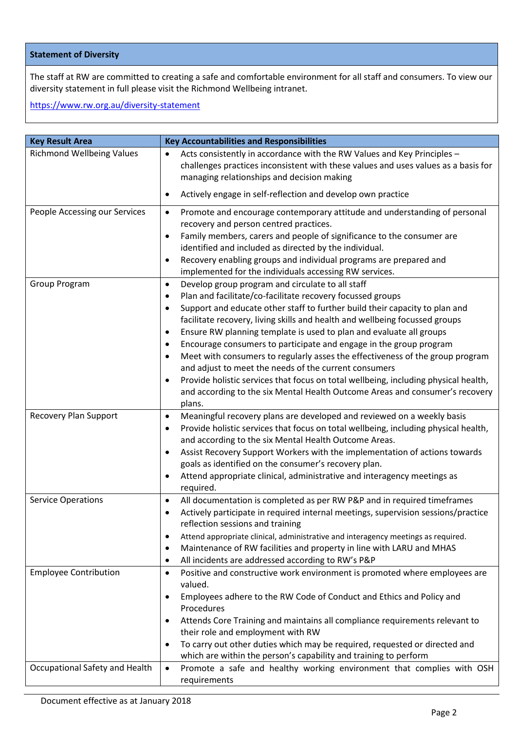| Statement of Diversity |
|---|
| The staff at RW are committed to creating a safe and comfortable environment for all staff and consumers. To view our diversity statement in full please visit the Richmond Wellbeing intranet.<br><br>https://www.rw.org.au/diversity-statement |

| Key Result Area | Key Accountabilities and Responsibilities |
|---|---|
| Richmond Wellbeing Values | • Acts consistently in accordance with the RW Values and Key Principles – challenges practices inconsistent with these values and uses values as a basis for managing relationships and decision making<br>• Actively engage in self-reflection and develop own practice |
| People Accessing our Services | • Promote and encourage contemporary attitude and understanding of personal recovery and person centred practices.<br>• Family members, carers and people of significance to the consumer are identified and included as directed by the individual.<br>• Recovery enabling groups and individual programs are prepared and implemented for the individuals accessing RW services. |
| Group Program | • Develop group program and circulate to all staff<br>• Plan and facilitate/co-facilitate recovery focussed groups<br>• Support and educate other staff to further build their capacity to plan and facilitate recovery, living skills and health and wellbeing focussed groups<br>• Ensure RW planning template is used to plan and evaluate all groups<br>• Encourage consumers to participate and engage in the group program<br>• Meet with consumers to regularly asses the effectiveness of the group program and adjust to meet the needs of the current consumers<br>• Provide holistic services that focus on total wellbeing, including physical health, and according to the six Mental Health Outcome Areas and consumer's recovery plans. |
| Recovery Plan Support | • Meaningful recovery plans are developed and reviewed on a weekly basis<br>• Provide holistic services that focus on total wellbeing, including physical health, and according to the six Mental Health Outcome Areas.<br>• Assist Recovery Support Workers with the implementation of actions towards goals as identified on the consumer's recovery plan.<br>• Attend appropriate clinical, administrative and interagency meetings as required. |
| Service Operations | • All documentation is completed as per RW P&P and in required timeframes<br>• Actively participate in required internal meetings, supervision sessions/practice reflection sessions and training<br>• Attend appropriate clinical, administrative and interagency meetings as required.<br>• Maintenance of RW facilities and property in line with LARU and MHAS<br>• All incidents are addressed according to RW's P&P |
| Employee Contribution | • Positive and constructive work environment is promoted where employees are valued.<br>• Employees adhere to the RW Code of Conduct and Ethics and Policy and Procedures<br>• Attends Core Training and maintains all compliance requirements relevant to their role and employment with RW<br>• To carry out other duties which may be required, requested or directed and which are within the person's capability and training to perform |
| Occupational Safety and Health | • Promote a safe and healthy working environment that complies with OSH requirements |

Document effective as at January 2018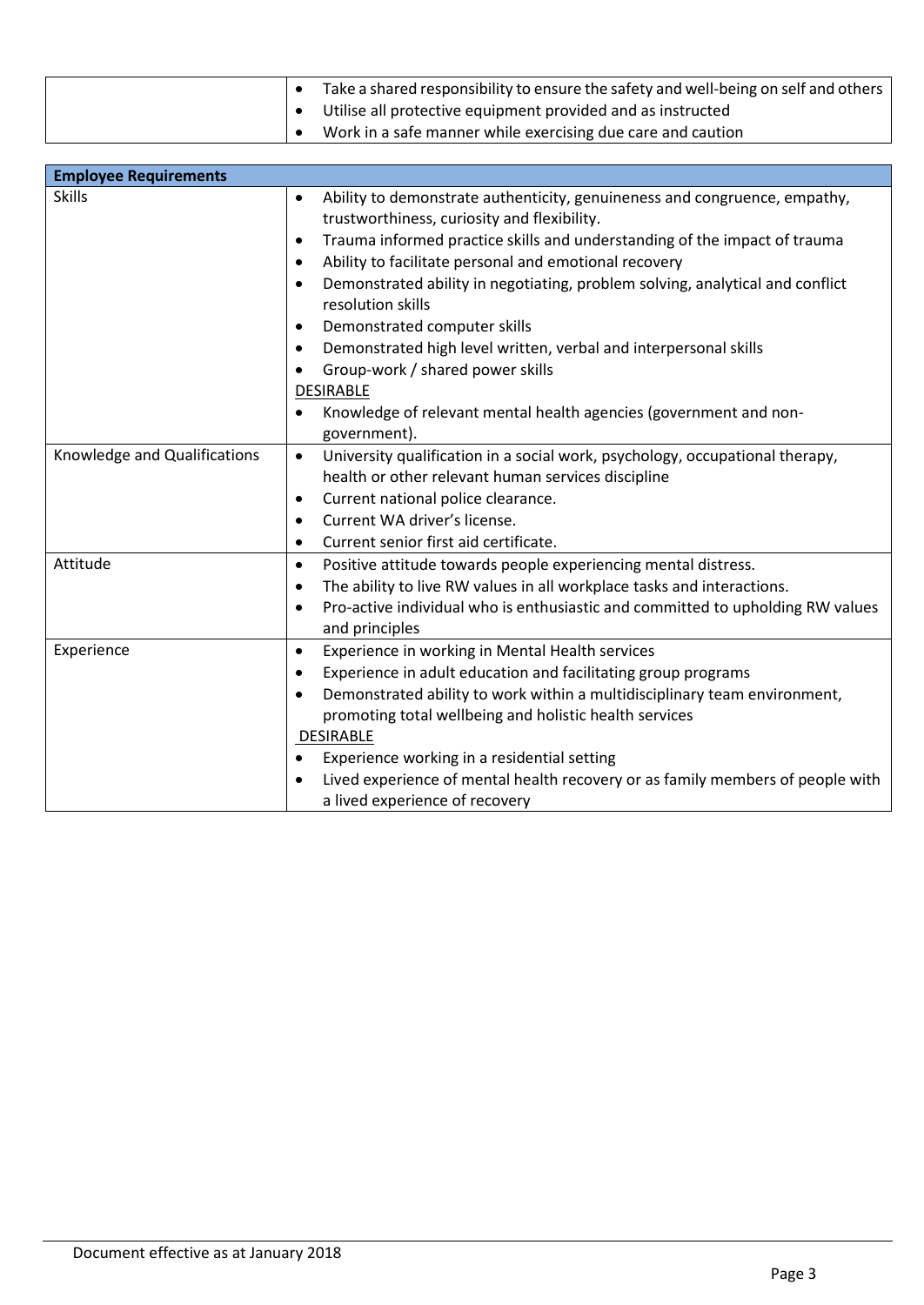| | |
|---|---|
| | • Take a shared responsibility to ensure the safety and well-being on self and others<br>• Utilise all protective equipment provided and as instructed<br>• Work in a safe manner while exercising due care and caution |

| **Employee Requirements** | |
|---|---|
| Skills | • Ability to demonstrate authenticity, genuineness and congruence, empathy, trustworthiness, curiosity and flexibility.<br>• Trauma informed practice skills and understanding of the impact of trauma<br>• Ability to facilitate personal and emotional recovery<br>• Demonstrated ability in negotiating, problem solving, analytical and conflict resolution skills<br>• Demonstrated computer skills<br>• Demonstrated high level written, verbal and interpersonal skills<br>• Group-work / shared power skills<br>DESIRABLE<br>• Knowledge of relevant mental health agencies (government and non-government). |
| Knowledge and Qualifications | • University qualification in a social work, psychology, occupational therapy, health or other relevant human services discipline<br>• Current national police clearance.<br>• Current WA driver's license.<br>• Current senior first aid certificate. |
| Attitude | • Positive attitude towards people experiencing mental distress.<br>• The ability to live RW values in all workplace tasks and interactions.<br>• Pro-active individual who is enthusiastic and committed to upholding RW values and principles |
| Experience | • Experience in working in Mental Health services<br>• Experience in adult education and facilitating group programs<br>• Demonstrated ability to work within a multidisciplinary team environment, promoting total wellbeing and holistic health services<br>DESIRABLE<br>• Experience working in a residential setting<br>• Lived experience of mental health recovery or as family members of people with a lived experience of recovery |

Document effective as at January 2018